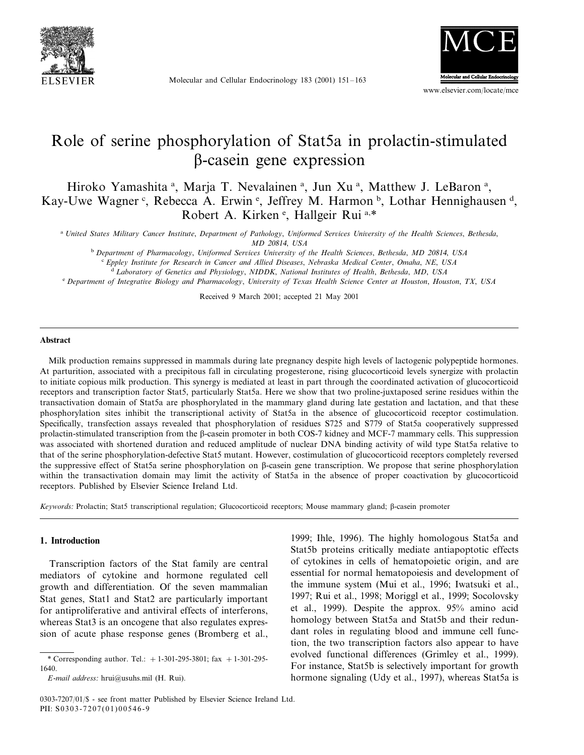# Role of serine phosphorylation of Stat5a in prolactin-stimulated β-casein gene expression

Hiroko Yamashita [a], Marja T. Nevalainen [a], Jun Xu [a], Matthew J. LeBaron [a], Kay-Uwe Wagner [c], Rebecca A. Erwin [e], Jeffrey M. Harmon [b], Lothar Hennighausen [d], Robert A. Kirken [e], Hallgeir Rui [a,*]

[a] *United States Military Cancer Institute, Department of Pathology, Uniformed Services University of the Health Sciences, Bethesda, MD 20814, USA*

[b] *Department of Pharmacology, Uniformed Services University of the Health Sciences, Bethesda, MD 20814, USA*

[c] *Eppley Institute for Research in Cancer and Allied Diseases, Nebraska Medical Center, Omaha, NE, USA*

[d] *Laboratory of Genetics and Physiology, NIDDK, National Institutes of Health, Bethesda, MD, USA*

[e] *Department of Integrative Biology and Pharmacology, University of Texas Health Science Center at Houston, Houston, TX, USA*

Received 9 March 2001; accepted 21 May 2001

## Abstract

Milk production remains suppressed in mammals during late pregnancy despite high levels of lactogenic polypeptide hormones. At parturition, associated with a precipitous fall in circulating progesterone, rising glucocorticoid levels synergize with prolactin to initiate copious milk production. This synergy is mediated at least in part through the coordinated activation of glucocorticoid receptors and transcription factor Stat5, particularly Stat5a. Here we show that two proline-juxtaposed serine residues within the transactivation domain of Stat5a are phosphorylated in the mammary gland during late gestation and lactation, and that these phosphorylation sites inhibit the transcriptional activity of Stat5a in the absence of glucocorticoid receptor costimulation. Specifically, transfection assays revealed that phosphorylation of residues S725 and S779 of Stat5a cooperatively suppressed prolactin-stimulated transcription from the β-casein promoter in both COS-7 kidney and MCF-7 mammary cells. This suppression was associated with shortened duration and reduced amplitude of nuclear DNA binding activity of wild type Stat5a relative to that of the serine phosphorylation-defective Stat5 mutant. However, costimulation of glucocorticoid receptors completely reversed the suppressive effect of Stat5a serine phosphorylation on β-casein gene transcription. We propose that serine phosphorylation within the transactivation domain may limit the activity of Stat5a in the absence of proper coactivation by glucocorticoid receptors. Published by Elsevier Science Ireland Ltd.

*Keywords:* Prolactin; Stat5 transcriptional regulation; Glucocorticoid receptors; Mouse mammary gland; β-casein promoter

## 1. Introduction

Transcription factors of the Stat family are central mediators of cytokine and hormone regulated cell growth and differentiation. Of the seven mammalian Stat genes, Stat1 and Stat2 are particularly important for antiproliferative and antiviral effects of interferons, whereas Stat3 is an oncogene that also regulates expression of acute phase response genes (Bromberg et al., 1999; Ihle, 1996). The highly homologous Stat5a and Stat5b proteins critically mediate antiapoptotic effects of cytokines in cells of hematopoietic origin, and are essential for normal hematopoiesis and development of the immune system (Mui et al., 1996; Iwatsuki et al., 1997; Rui et al., 1998; Moriggl et al., 1999; Socolovsky et al., 1999). Despite the approx. 95% amino acid homology between Stat5a and Stat5b and their redundant roles in regulating blood and immune cell function, the two transcription factors also appear to have evolved functional differences (Grimley et al., 1999). For instance, Stat5b is selectively important for growth hormone signaling (Udy et al., 1997), whereas Stat5a is

\* Corresponding author. Tel.: +1-301-295-3801; fax +1-301-295-1640.

*E-mail address:* hrui@usuhs.mil (H. Rui).

0303-7207/01/$ - see front matter Published by Elsevier Science Ireland Ltd.
PII: S0303-7207(01)00546-9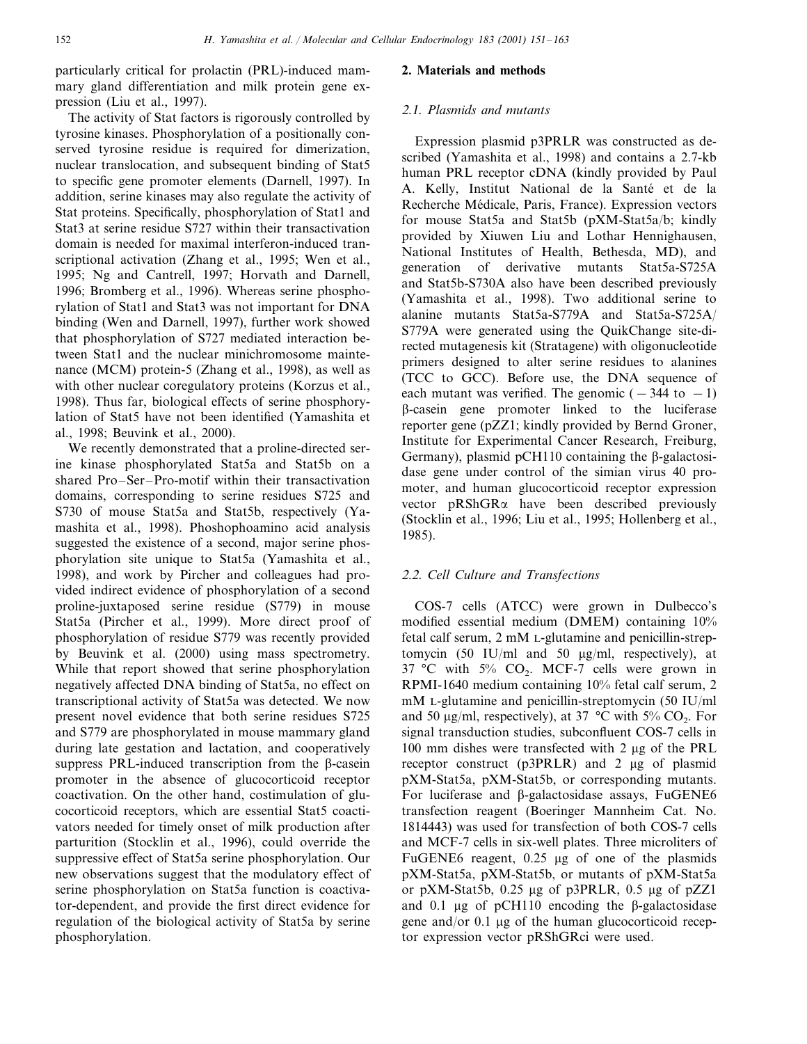particularly critical for prolactin (PRL)-induced mammary gland differentiation and milk protein gene expression (Liu et al., 1997).

The activity of Stat factors is rigorously controlled by tyrosine kinases. Phosphorylation of a positionally conserved tyrosine residue is required for dimerization, nuclear translocation, and subsequent binding of Stat5 to specific gene promoter elements (Darnell, 1997). In addition, serine kinases may also regulate the activity of Stat proteins. Specifically, phosphorylation of Stat1 and Stat3 at serine residue S727 within their transactivation domain is needed for maximal interferon-induced transcriptional activation (Zhang et al., 1995; Wen et al., 1995; Ng and Cantrell, 1997; Horvath and Darnell, 1996; Bromberg et al., 1996). Whereas serine phosphorylation of Stat1 and Stat3 was not important for DNA binding (Wen and Darnell, 1997), further work showed that phosphorylation of S727 mediated interaction between Stat1 and the nuclear minichromosome maintenance (MCM) protein-5 (Zhang et al., 1998), as well as with other nuclear coregulatory proteins (Korzus et al., 1998). Thus far, biological effects of serine phosphorylation of Stat5 have not been identified (Yamashita et al., 1998; Beuvink et al., 2000).

We recently demonstrated that a proline-directed serine kinase phosphorylated Stat5a and Stat5b on a shared Pro–Ser–Pro-motif within their transactivation domains, corresponding to serine residues S725 and S730 of mouse Stat5a and Stat5b, respectively (Yamashita et al., 1998). Phoshophoamino acid analysis suggested the existence of a second, major serine phosphorylation site unique to Stat5a (Yamashita et al., 1998), and work by Pircher and colleagues had provided indirect evidence of phosphorylation of a second proline-juxtaposed serine residue (S779) in mouse Stat5a (Pircher et al., 1999). More direct proof of phosphorylation of residue S779 was recently provided by Beuvink et al. (2000) using mass spectrometry. While that report showed that serine phosphorylation negatively affected DNA binding of Stat5a, no effect on transcriptional activity of Stat5a was detected. We now present novel evidence that both serine residues S725 and S779 are phosphorylated in mouse mammary gland during late gestation and lactation, and cooperatively suppress PRL-induced transcription from the β-casein promoter in the absence of glucocorticoid receptor coactivation. On the other hand, costimulation of glucocorticoid receptors, which are essential Stat5 coactivators needed for timely onset of milk production after parturition (Stocklin et al., 1996), could override the suppressive effect of Stat5a serine phosphorylation. Our new observations suggest that the modulatory effect of serine phosphorylation on Stat5a function is coactivator-dependent, and provide the first direct evidence for regulation of the biological activity of Stat5a by serine phosphorylation.

## 2. Materials and methods

### 2.1. Plasmids and mutants

Expression plasmid p3PRLR was constructed as described (Yamashita et al., 1998) and contains a 2.7-kb human PRL receptor cDNA (kindly provided by Paul A. Kelly, Institut National de la Santé et de la Recherche Médicale, Paris, France). Expression vectors for mouse Stat5a and Stat5b (pXM-Stat5a/b; kindly provided by Xiuwen Liu and Lothar Hennighausen, National Institutes of Health, Bethesda, MD), and generation of derivative mutants Stat5a-S725A and Stat5b-S730A also have been described previously (Yamashita et al., 1998). Two additional serine to alanine mutants Stat5a-S779A and Stat5a-S725A/S779A were generated using the QuikChange site-directed mutagenesis kit (Stratagene) with oligonucleotide primers designed to alter serine residues to alanines (TCC to GCC). Before use, the DNA sequence of each mutant was verified. The genomic ($-344$ to $-1$) β-casein gene promoter linked to the luciferase reporter gene (pZZ1; kindly provided by Bernd Groner, Institute for Experimental Cancer Research, Freiburg, Germany), plasmid pCH110 containing the β-galactosidase gene under control of the simian virus 40 promoter, and human glucocorticoid receptor expression vector pRShGRα have been described previously (Stocklin et al., 1996; Liu et al., 1995; Hollenberg et al., 1985).

### 2.2. Cell Culture and Transfections

COS-7 cells (ATCC) were grown in Dulbecco's modified essential medium (DMEM) containing 10% fetal calf serum, 2 mM L-glutamine and penicillin-streptomycin (50 IU/ml and 50 μg/ml, respectively), at 37 °C with 5% $CO_2$. MCF-7 cells were grown in RPMI-1640 medium containing 10% fetal calf serum, 2 mM L-glutamine and penicillin-streptomycin (50 IU/ml and 50 μg/ml, respectively), at 37 °C with 5% $CO_2$. For signal transduction studies, subconfluent COS-7 cells in 100 mm dishes were transfected with 2 μg of the PRL receptor construct (p3PRLR) and 2 μg of plasmid pXM-Stat5a, pXM-Stat5b, or corresponding mutants. For luciferase and β-galactosidase assays, FuGENE6 transfection reagent (Boeringer Mannheim Cat. No. 1814443) was used for transfection of both COS-7 cells and MCF-7 cells in six-well plates. Three microliters of FuGENE6 reagent, 0.25 μg of one of the plasmids pXM-Stat5a, pXM-Stat5b, or mutants of pXM-Stat5a or pXM-Stat5b, 0.25 μg of p3PRLR, 0.5 μg of pZZ1 and 0.1 μg of pCH110 encoding the β-galactosidase gene and/or 0.1 μg of the human glucocorticoid receptor expression vector pRShGRci were used.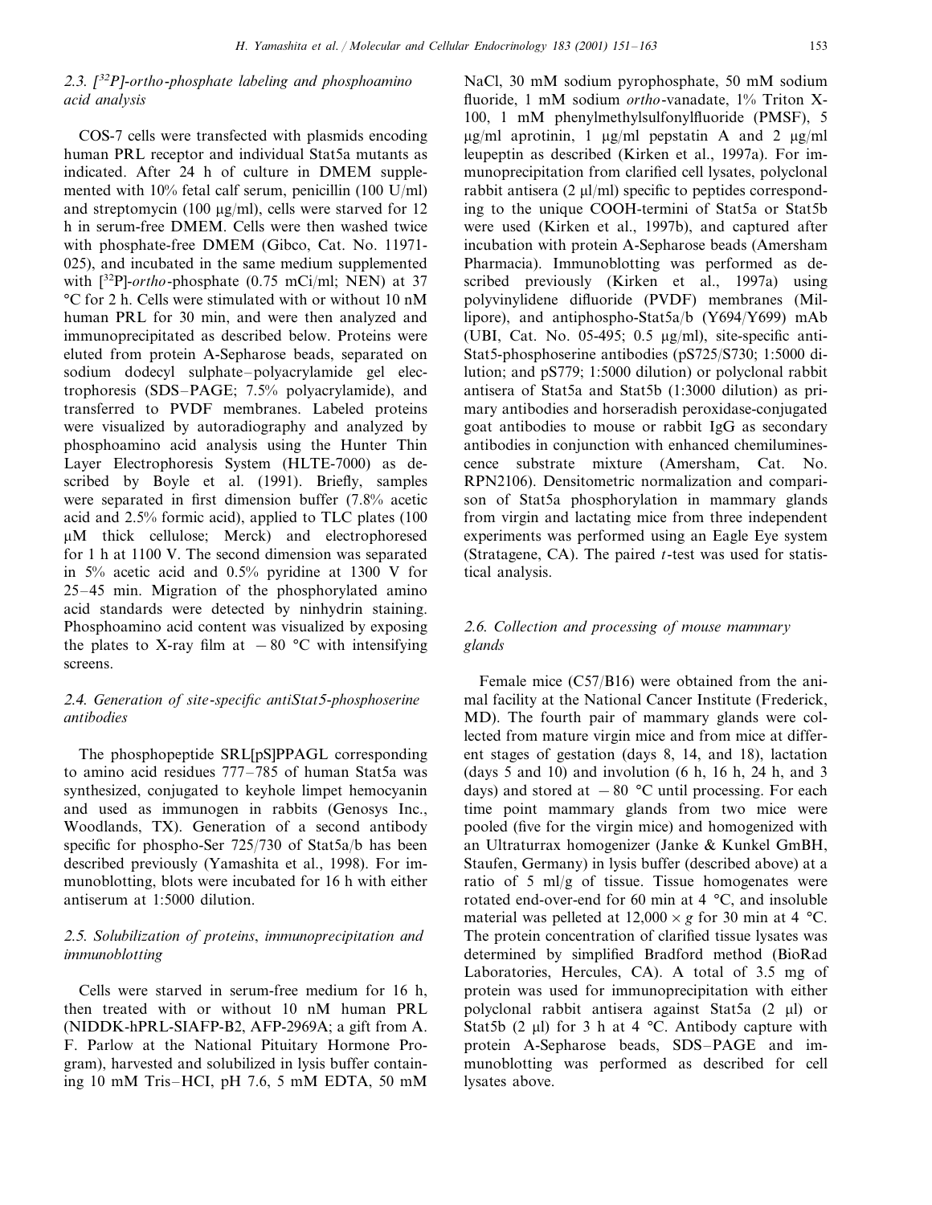### 2.3. [$^{32}$P]-*ortho*-phosphate labeling and phosphoamino acid analysis

COS-7 cells were transfected with plasmids encoding human PRL receptor and individual Stat5a mutants as indicated. After 24 h of culture in DMEM supplemented with 10% fetal calf serum, penicillin (100 U/ml) and streptomycin (100 μg/ml), cells were starved for 12 h in serum-free DMEM. Cells were then washed twice with phosphate-free DMEM (Gibco, Cat. No. 11971-025), and incubated in the same medium supplemented with [$^{32}$P]-*ortho*-phosphate (0.75 mCi/ml; NEN) at 37 °C for 2 h. Cells were stimulated with or without 10 nM human PRL for 30 min, and were then analyzed and immunoprecipitated as described below. Proteins were eluted from protein A-Sepharose beads, separated on sodium dodecyl sulphate–polyacrylamide gel electrophoresis (SDS–PAGE; 7.5% polyacrylamide), and transferred to PVDF membranes. Labeled proteins were visualized by autoradiography and analyzed by phosphoamino acid analysis using the Hunter Thin Layer Electrophoresis System (HLTE-7000) as described by Boyle et al. (1991). Briefly, samples were separated in first dimension buffer (7.8% acetic acid and 2.5% formic acid), applied to TLC plates (100 μM thick cellulose; Merck) and electrophoresed for 1 h at 1100 V. The second dimension was separated in 5% acetic acid and 0.5% pyridine at 1300 V for 25–45 min. Migration of the phosphorylated amino acid standards were detected by ninhydrin staining. Phosphoamino acid content was visualized by exposing the plates to X-ray film at −80 °C with intensifying screens.

### 2.4. Generation of site-specific antiStat5-phosphoserine antibodies

The phosphopeptide SRL[pS]PPAGL corresponding to amino acid residues 777–785 of human Stat5a was synthesized, conjugated to keyhole limpet hemocyanin and used as immunogen in rabbits (Genosys Inc., Woodlands, TX). Generation of a second antibody specific for phospho-Ser 725/730 of Stat5a/b has been described previously (Yamashita et al., 1998). For immunoblotting, blots were incubated for 16 h with either antiserum at 1:5000 dilution.

### 2.5. Solubilization of proteins, immunoprecipitation and immunoblotting

Cells were starved in serum-free medium for 16 h, then treated with or without 10 nM human PRL (NIDDK-hPRL-SIAFP-B2, AFP-2969A; a gift from A. F. Parlow at the National Pituitary Hormone Program), harvested and solubilized in lysis buffer containing 10 mM Tris–HCl, pH 7.6, 5 mM EDTA, 50 mM NaCl, 30 mM sodium pyrophosphate, 50 mM sodium fluoride, 1 mM sodium *ortho*-vanadate, 1% Triton X-100, 1 mM phenylmethylsulfonylfluoride (PMSF), 5 μg/ml aprotinin, 1 μg/ml pepstatin A and 2 μg/ml leupeptin as described (Kirken et al., 1997a). For immunoprecipitation from clarified cell lysates, polyclonal rabbit antisera (2 μl/ml) specific to peptides corresponding to the unique COOH-termini of Stat5a or Stat5b were used (Kirken et al., 1997b), and captured after incubation with protein A-Sepharose beads (Amersham Pharmacia). Immunoblotting was performed as described previously (Kirken et al., 1997a) using polyvinylidene difluoride (PVDF) membranes (Millipore), and antiphospho-Stat5a/b (Y694/Y699) mAb (UBI, Cat. No. 05-495; 0.5 μg/ml), site-specific anti-Stat5-phosphoserine antibodies (pS725/S730; 1:5000 dilution; and pS779; 1:5000 dilution) or polyclonal rabbit antisera of Stat5a and Stat5b (1:3000 dilution) as primary antibodies and horseradish peroxidase-conjugated goat antibodies to mouse or rabbit IgG as secondary antibodies in conjunction with enhanced chemiluminescence substrate mixture (Amersham, Cat. No. RPN2106). Densitometric normalization and comparison of Stat5a phosphorylation in mammary glands from virgin and lactating mice from three independent experiments was performed using an Eagle Eye system (Stratagene, CA). The paired *t*-test was used for statistical analysis.

### 2.6. Collection and processing of mouse mammary glands

Female mice (C57/B16) were obtained from the animal facility at the National Cancer Institute (Frederick, MD). The fourth pair of mammary glands were collected from mature virgin mice and from mice at different stages of gestation (days 8, 14, and 18), lactation (days 5 and 10) and involution (6 h, 16 h, 24 h, and 3 days) and stored at −80 °C until processing. For each time point mammary glands from two mice were pooled (five for the virgin mice) and homogenized with an Ultraturrax homogenizer (Janke & Kunkel GmBH, Staufen, Germany) in lysis buffer (described above) at a ratio of 5 ml/g of tissue. Tissue homogenates were rotated end-over-end for 60 min at 4 °C, and insoluble material was pelleted at 12,000 × *g* for 30 min at 4 °C. The protein concentration of clarified tissue lysates was determined by simplified Bradford method (BioRad Laboratories, Hercules, CA). A total of 3.5 mg of protein was used for immunoprecipitation with either polyclonal rabbit antisera against Stat5a (2 μl) or Stat5b (2 μl) for 3 h at 4 °C. Antibody capture with protein A-Sepharose beads, SDS–PAGE and immunoblotting was performed as described for cell lysates above.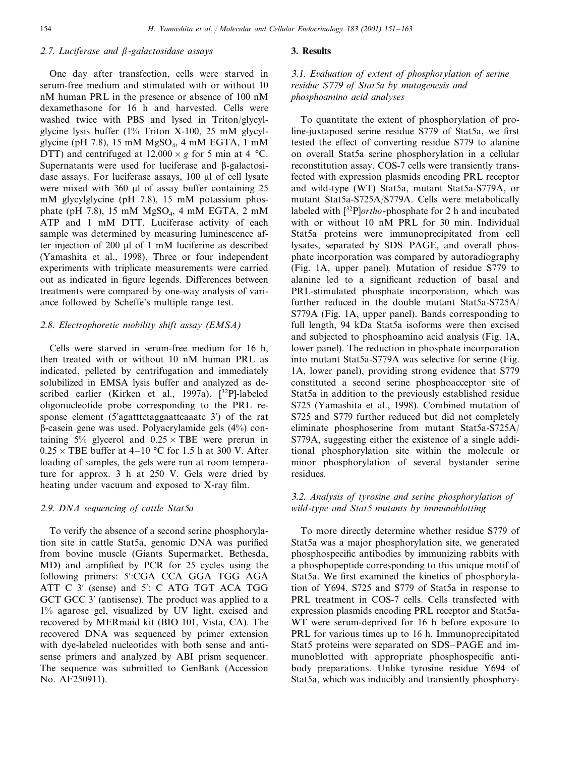### 2.7. Luciferase and β-galactosidase assays

One day after transfection, cells were starved in serum-free medium and stimulated with or without 10 nM human PRL in the presence or absence of 100 nM dexamethasone for 16 h and harvested. Cells were washed twice with PBS and lysed in Triton/glycylglycine lysis buffer (1% Triton X-100, 25 mM glycylglycine (pH 7.8), 15 mM $MgSO_4$, 4 mM EGTA, 1 mM DTT) and centrifuged at $12{,}000 \times g$ for 5 min at 4 °C. Supernatants were used for luciferase and β-galactosidase assays. For luciferase assays, 100 μl of cell lysate were mixed with 360 μl of assay buffer containing 25 mM glycylglycine (pH 7.8), 15 mM potassium phosphate (pH 7.8), 15 mM $MgSO_4$, 4 mM EGTA, 2 mM ATP and 1 mM DTT. Luciferase activity of each sample was determined by measuring luminescence after injection of 200 μl of 1 mM luciferine as described (Yamashita et al., 1998). Three or four independent experiments with triplicate measurements were carried out as indicated in figure legends. Differences between treatments were compared by one-way analysis of variance followed by Scheffe's multiple range test.

### 2.8. Electrophoretic mobility shift assay (EMSA)

Cells were starved in serum-free medium for 16 h, then treated with or without 10 nM human PRL as indicated, pelleted by centrifugation and immediately solubilized in EMSA lysis buffer and analyzed as described earlier (Kirken et al., 1997a). [$^{32}$P]-labeled oligonucleotide probe corresponding to the PRL response element (5′agatttctaggaattcaaatc 3′) of the rat β-casein gene was used. Polyacrylamide gels (4%) containing 5% glycerol and $0.25 \times$ TBE were prerun in $0.25 \times$ TBE buffer at 4–10 °C for 1.5 h at 300 V. After loading of samples, the gels were run at room temperature for approx. 3 h at 250 V. Gels were dried by heating under vacuum and exposed to X-ray film.

### 2.9. DNA sequencing of cattle Stat5a

To verify the absence of a second serine phosphorylation site in cattle Stat5a, genomic DNA was purified from bovine muscle (Giants Supermarket, Bethesda, MD) and amplified by PCR for 25 cycles using the following primers: 5′:CGA CCA GGA TGG AGA ATT C 3′ (sense) and 5′: C ATG TGT ACA TGG GCT GCC 3′ (antisense). The product was applied to a 1% agarose gel, visualized by UV light, excised and recovered by MERmaid kit (BIO 101, Vista, CA). The recovered DNA was sequenced by primer extension with dye-labeled nucleotides with both sense and antisense primers and analyzed by ABI prism sequencer. The sequence was submitted to GenBank (Accession No. AF250911).

## 3. Results

### 3.1. Evaluation of extent of phosphorylation of serine residue S779 of Stat5a by mutagenesis and phosphoamino acid analyses

To quantitate the extent of phosphorylation of proline-juxtaposed serine residue S779 of Stat5a, we first tested the effect of converting residue S779 to alanine on overall Stat5a serine phosphorylation in a cellular reconstitution assay. COS-7 cells were transiently transfected with expression plasmids encoding PRL receptor and wild-type (WT) Stat5a, mutant Stat5a-S779A, or mutant Stat5a-S725A/S779A. Cells were metabolically labeled with [$^{32}$P]*ortho*-phosphate for 2 h and incubated with or without 10 nM PRL for 30 min. Individual Stat5a proteins were immunoprecipitated from cell lysates, separated by SDS–PAGE, and overall phosphate incorporation was compared by autoradiography (Fig. 1A, upper panel). Mutation of residue S779 to alanine led to a significant reduction of basal and PRL-stimulated phosphate incorporation, which was further reduced in the double mutant Stat5a-S725A/S779A (Fig. 1A, upper panel). Bands corresponding to full length, 94 kDa Stat5a isoforms were then excised and subjected to phosphoamino acid analysis (Fig. 1A, lower panel). The reduction in phosphate incorporation into mutant Stat5a-S779A was selective for serine (Fig. 1A, lower panel), providing strong evidence that S779 constituted a second serine phosphoacceptor site of Stat5a in addition to the previously established residue S725 (Yamashita et al., 1998). Combined mutation of S725 and S779 further reduced but did not completely eliminate phosphoserine from mutant Stat5a-S725A/S779A, suggesting either the existence of a single additional phosphorylation site within the molecule or minor phosphorylation of several bystander serine residues.

### 3.2. Analysis of tyrosine and serine phosphorylation of wild-type and Stat5 mutants by immunoblotting

To more directly determine whether residue S779 of Stat5a was a major phosphorylation site, we generated phosphospecific antibodies by immunizing rabbits with a phosphopeptide corresponding to this unique motif of Stat5a. We first examined the kinetics of phosphorylation of Y694, S725 and S779 of Stat5a in response to PRL treatment in COS-7 cells. Cells transfected with expression plasmids encoding PRL receptor and Stat5a-WT were serum-deprived for 16 h before exposure to PRL for various times up to 16 h. Immunoprecipitated Stat5 proteins were separated on SDS–PAGE and immunoblotted with appropriate phosphospecific antibody preparations. Unlike tyrosine residue Y694 of Stat5a, which was inducibly and transiently phosphory-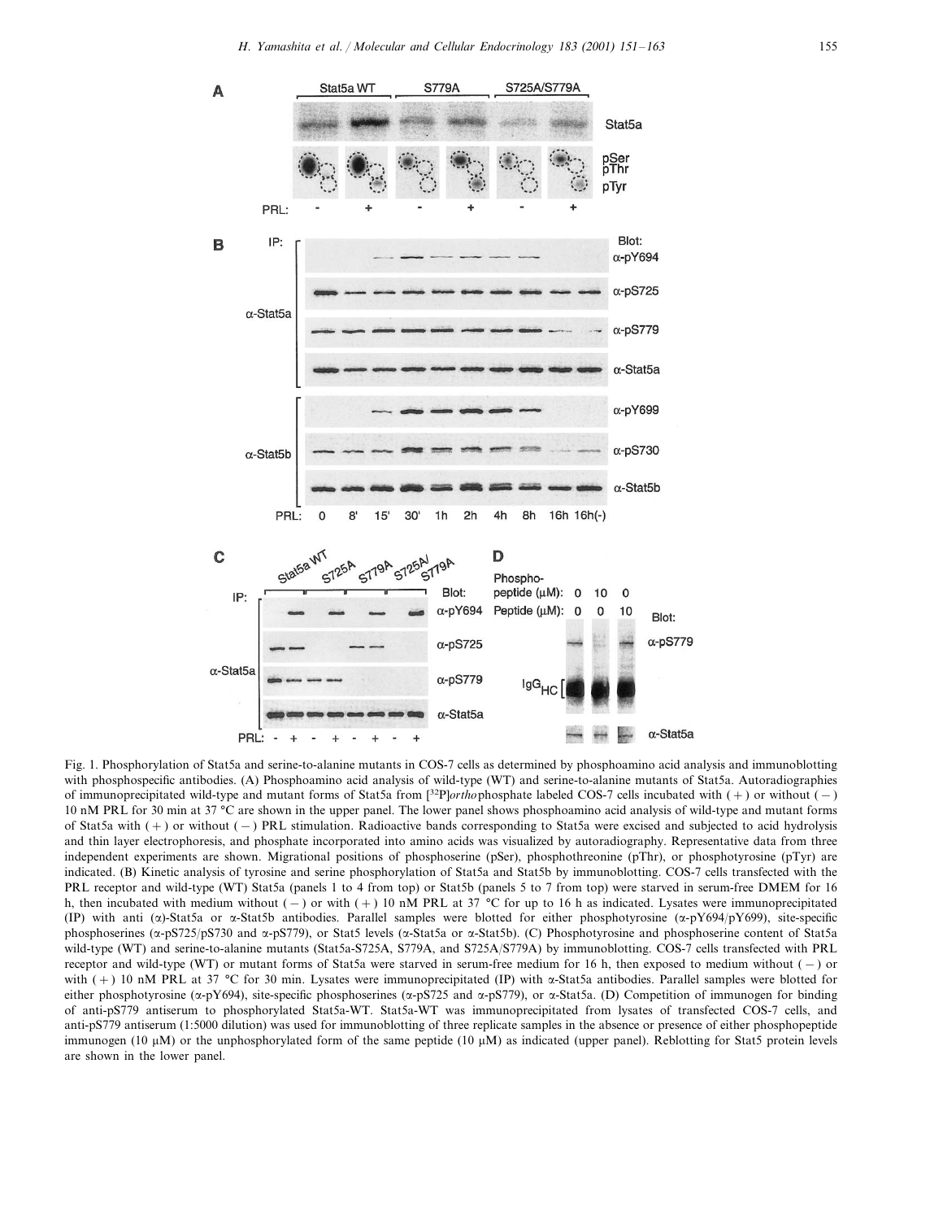Fig. 1. Phosphorylation of Stat5a and serine-to-alanine mutants in COS-7 cells as determined by phosphoamino acid analysis and immunoblotting with phosphospecific antibodies. (A) Phosphoamino acid analysis of wild-type (WT) and serine-to-alanine mutants of Stat5a. Autoradiographies of immunoprecipitated wild-type and mutant forms of Stat5a from [$^{32}$P]*ortho*phosphate labeled COS-7 cells incubated with (+) or without (−) 10 nM PRL for 30 min at 37 °C are shown in the upper panel. The lower panel shows phosphoamino acid analysis of wild-type and mutant forms of Stat5a with (+) or without (−) PRL stimulation. Radioactive bands corresponding to Stat5a were excised and subjected to acid hydrolysis and thin layer electrophoresis, and phosphate incorporated into amino acids was visualized by autoradiography. Representative data from three independent experiments are shown. Migrational positions of phosphoserine (pSer), phosphothreonine (pThr), or phosphotyrosine (pTyr) are indicated. (B) Kinetic analysis of tyrosine and serine phosphorylation of Stat5a and Stat5b by immunoblotting. COS-7 cells transfected with the PRL receptor and wild-type (WT) Stat5a (panels 1 to 4 from top) or Stat5b (panels 5 to 7 from top) were starved in serum-free DMEM for 16 h, then incubated with medium without (−) or with (+) 10 nM PRL at 37 °C for up to 16 h as indicated. Lysates were immunoprecipitated (IP) with anti (α)-Stat5a or α-Stat5b antibodies. Parallel samples were blotted for either phosphotyrosine (α-pY694/pY699), site-specific phosphoserines (α-pS725/pS730 and α-pS779), or Stat5 levels (α-Stat5a or α-Stat5b). (C) Phosphotyrosine and phosphoserine content of Stat5a wild-type (WT) and serine-to-alanine mutants (Stat5a-S725A, S779A, and S725A/S779A) by immunoblotting. COS-7 cells transfected with PRL receptor and wild-type (WT) or mutant forms of Stat5a were starved in serum-free medium for 16 h, then exposed to medium without (−) or with (+) 10 nM PRL at 37 °C for 30 min. Lysates were immunoprecipitated (IP) with α-Stat5a antibodies. Parallel samples were blotted for either phosphotyrosine (α-pY694), site-specific phosphoserines (α-pS725 and α-pS779), or α-Stat5a. (D) Competition of immunogen for binding of anti-pS779 antiserum to phosphorylated Stat5a-WT. Stat5a-WT was immunoprecipitated from lysates of transfected COS-7 cells, and anti-pS779 antiserum (1:5000 dilution) was used for immunoblotting of three replicate samples in the absence or presence of either phosphopeptide immunogen (10 μM) or the unphosphorylated form of the same peptide (10 μM) as indicated (upper panel). Reblotting for Stat5 protein levels are shown in the lower panel.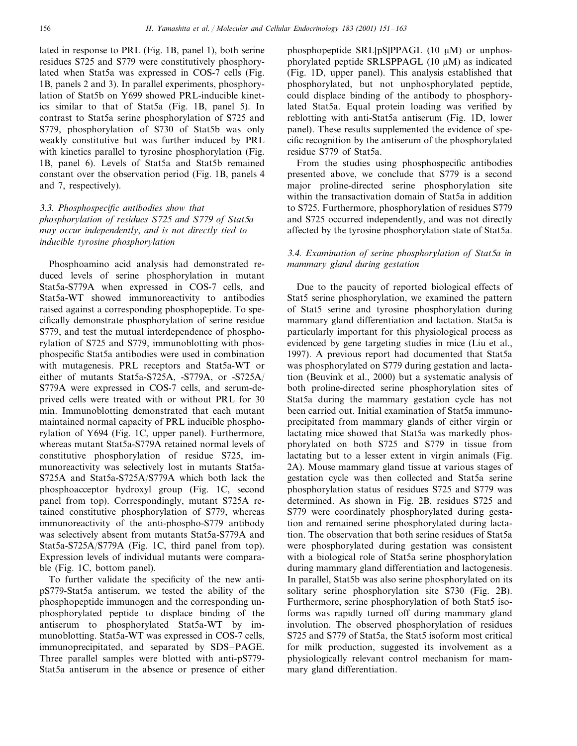lated in response to PRL (Fig. 1B, panel 1), both serine residues S725 and S779 were constitutively phosphorylated when Stat5a was expressed in COS-7 cells (Fig. 1B, panels 2 and 3). In parallel experiments, phosphorylation of Stat5b on Y699 showed PRL-inducible kinetics similar to that of Stat5a (Fig. 1B, panel 5). In contrast to Stat5a serine phosphorylation of S725 and S779, phosphorylation of S730 of Stat5b was only weakly constitutive but was further induced by PRL with kinetics parallel to tyrosine phosphorylation (Fig. 1B, panel 6). Levels of Stat5a and Stat5b remained constant over the observation period (Fig. 1B, panels 4 and 7, respectively).

### *3.3. Phosphospecific antibodies show that phosphorylation of residues S725 and S779 of Stat5a may occur independently, and is not directly tied to inducible tyrosine phosphorylation*

Phosphoamino acid analysis had demonstrated reduced levels of serine phosphorylation in mutant Stat5a-S779A when expressed in COS-7 cells, and Stat5a-WT showed immunoreactivity to antibodies raised against a corresponding phosphopeptide. To specifically demonstrate phosphorylation of serine residue S779, and test the mutual interdependence of phosphorylation of S725 and S779, immunoblotting with phosphospecific Stat5a antibodies were used in combination with mutagenesis. PRL receptors and Stat5a-WT or either of mutants Stat5a-S725A, -S779A, or -S725A/S779A were expressed in COS-7 cells, and serum-deprived cells were treated with or without PRL for 30 min. Immunoblotting demonstrated that each mutant maintained normal capacity of PRL inducible phosphorylation of Y694 (Fig. 1C, upper panel). Furthermore, whereas mutant Stat5a-S779A retained normal levels of constitutive phosphorylation of residue S725, immunoreactivity was selectively lost in mutants Stat5a-S725A and Stat5a-S725A/S779A which both lack the phosphoacceptor hydroxyl group (Fig. 1C, second panel from top). Correspondingly, mutant S725A retained constitutive phosphorylation of S779, whereas immunoreactivity of the anti-phospho-S779 antibody was selectively absent from mutants Stat5a-S779A and Stat5a-S725A/S779A (Fig. 1C, third panel from top). Expression levels of individual mutants were comparable (Fig. 1C, bottom panel).

To further validate the specificity of the new anti-pS779-Stat5a antiserum, we tested the ability of the phosphopeptide immunogen and the corresponding unphosphorylated peptide to displace binding of the antiserum to phosphorylated Stat5a-WT by immunoblotting. Stat5a-WT was expressed in COS-7 cells, immunoprecipitated, and separated by SDS–PAGE. Three parallel samples were blotted with anti-pS779-Stat5a antiserum in the absence or presence of either phosphopeptide SRL[pS]PPAGL (10 μM) or unphosphorylated peptide SRLSPPAGL (10 μM) as indicated (Fig. 1D, upper panel). This analysis established that phosphorylated, but not unphosphorylated peptide, could displace binding of the antibody to phosphorylated Stat5a. Equal protein loading was verified by reblotting with anti-Stat5a antiserum (Fig. 1D, lower panel). These results supplemented the evidence of specific recognition by the antiserum of the phosphorylated residue S779 of Stat5a.

From the studies using phosphospecific antibodies presented above, we conclude that S779 is a second major proline-directed serine phosphorylation site within the transactivation domain of Stat5a in addition to S725. Furthermore, phosphorylation of residues S779 and S725 occurred independently, and was not directly affected by the tyrosine phosphorylation state of Stat5a.

### *3.4. Examination of serine phosphorylation of Stat5a in mammary gland during gestation*

Due to the paucity of reported biological effects of Stat5 serine phosphorylation, we examined the pattern of Stat5 serine and tyrosine phosphorylation during mammary gland differentiation and lactation. Stat5a is particularly important for this physiological process as evidenced by gene targeting studies in mice (Liu et al., 1997). A previous report had documented that Stat5a was phosphorylated on S779 during gestation and lactation (Beuvink et al., 2000) but a systematic analysis of both proline-directed serine phosphorylation sites of Stat5a during the mammary gestation cycle has not been carried out. Initial examination of Stat5a immunoprecipitated from mammary glands of either virgin or lactating mice showed that Stat5a was markedly phosphorylated on both S725 and S779 in tissue from lactating but to a lesser extent in virgin animals (Fig. 2A). Mouse mammary gland tissue at various stages of gestation cycle was then collected and Stat5a serine phosphorylation status of residues S725 and S779 was determined. As shown in Fig. 2B, residues S725 and S779 were coordinately phosphorylated during gestation and remained serine phosphorylated during lactation. The observation that both serine residues of Stat5a were phosphorylated during gestation was consistent with a biological role of Stat5a serine phosphorylation during mammary gland differentiation and lactogenesis. In parallel, Stat5b was also serine phosphorylated on its solitary serine phosphorylation site S730 (Fig. 2B). Furthermore, serine phosphorylation of both Stat5 isoforms was rapidly turned off during mammary gland involution. The observed phosphorylation of residues S725 and S779 of Stat5a, the Stat5 isoform most critical for milk production, suggested its involvement as a physiologically relevant control mechanism for mammary gland differentiation.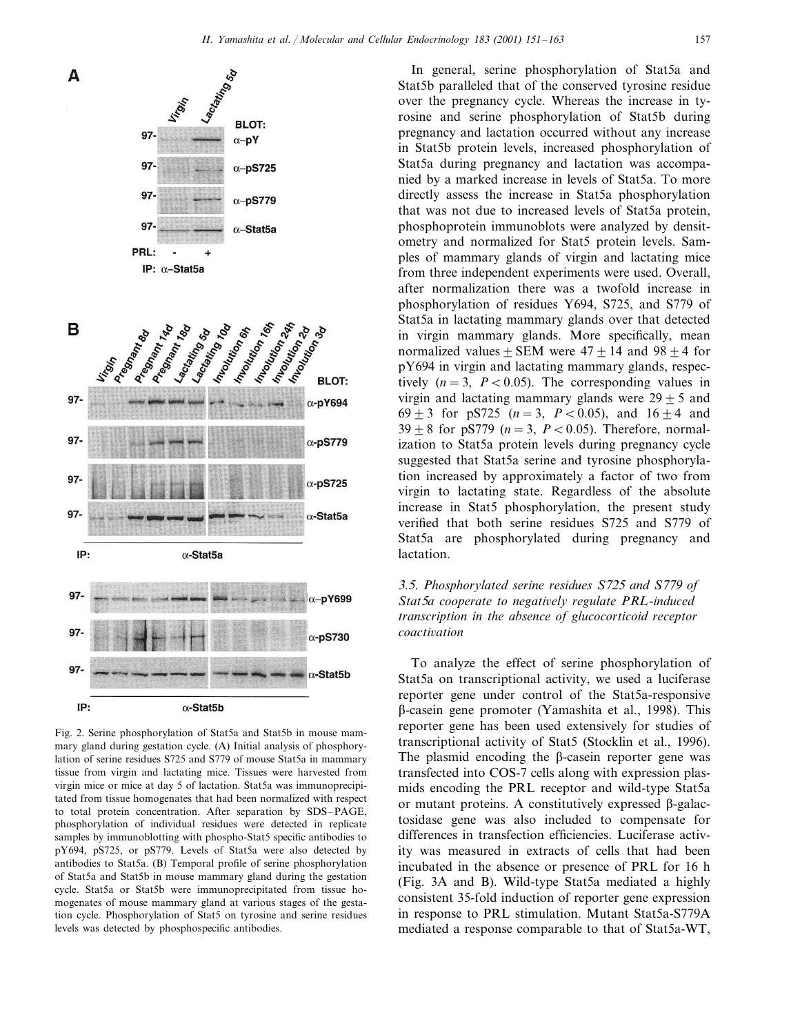Fig. 2. Serine phosphorylation of Stat5a and Stat5b in mouse mammary gland during gestation cycle. (A) Initial analysis of phosphorylation of serine residues S725 and S779 of mouse Stat5a in mammary tissue from virgin and lactating mice. Tissues were harvested from virgin mice or mice at day 5 of lactation. Stat5a was immunoprecipitated from tissue homogenates that had been normalized with respect to total protein concentration. After separation by SDS–PAGE, phosphorylation of individual residues were detected in replicate samples by immunoblotting with phospho-Stat5 specific antibodies to pY694, pS725, or pS779. Levels of Stat5a were also detected by antibodies to Stat5a. (B) Temporal profile of serine phosphorylation of Stat5a and Stat5b in mouse mammary gland during the gestation cycle. Stat5a or Stat5b were immunoprecipitated from tissue homogenates of mouse mammary gland at various stages of the gestation cycle. Phosphorylation of Stat5 on tyrosine and serine residues levels was detected by phosphospecific antibodies.

In general, serine phosphorylation of Stat5a and Stat5b paralleled that of the conserved tyrosine residue over the pregnancy cycle. Whereas the increase in tyrosine and serine phosphorylation of Stat5b during pregnancy and lactation occurred without any increase in Stat5b protein levels, increased phosphorylation of Stat5a during pregnancy and lactation was accompanied by a marked increase in levels of Stat5a. To more directly assess the increase in Stat5a phosphorylation that was not due to increased levels of Stat5a protein, phosphoprotein immunoblots were analyzed by densitometry and normalized for Stat5 protein levels. Samples of mammary glands of virgin and lactating mice from three independent experiments were used. Overall, after normalization there was a twofold increase in phosphorylation of residues Y694, S725, and S779 of Stat5a in lactating mammary glands over that detected in virgin mammary glands. More specifically, mean normalized values $\pm$ SEM were $47 \pm 14$ and $98 \pm 4$ for pY694 in virgin and lactating mammary glands, respectively ($n = 3$, $P < 0.05$). The corresponding values in virgin and lactating mammary glands were $29 \pm 5$ and $69 \pm 3$ for pS725 ($n = 3$, $P < 0.05$), and $16 \pm 4$ and $39 \pm 8$ for pS779 ($n = 3$, $P < 0.05$). Therefore, normalization to Stat5a protein levels during pregnancy cycle suggested that Stat5a serine and tyrosine phosphorylation increased by approximately a factor of two from virgin to lactating state. Regardless of the absolute increase in Stat5 phosphorylation, the present study verified that both serine residues S725 and S779 of Stat5a are phosphorylated during pregnancy and lactation.

### 3.5. Phosphorylated serine residues S725 and S779 of Stat5a cooperate to negatively regulate PRL-induced transcription in the absence of glucocorticoid receptor coactivation

To analyze the effect of serine phosphorylation of Stat5a on transcriptional activity, we used a luciferase reporter gene under control of the Stat5a-responsive β-casein gene promoter (Yamashita et al., 1998). This reporter gene has been used extensively for studies of transcriptional activity of Stat5 (Stocklin et al., 1996). The plasmid encoding the β-casein reporter gene was transfected into COS-7 cells along with expression plasmids encoding the PRL receptor and wild-type Stat5a or mutant proteins. A constitutively expressed β-galactosidase gene was also included to compensate for differences in transfection efficiencies. Luciferase activity was measured in extracts of cells that had been incubated in the absence or presence of PRL for 16 h (Fig. 3A and B). Wild-type Stat5a mediated a highly consistent 35-fold induction of reporter gene expression in response to PRL stimulation. Mutant Stat5a-S779A mediated a response comparable to that of Stat5a-WT,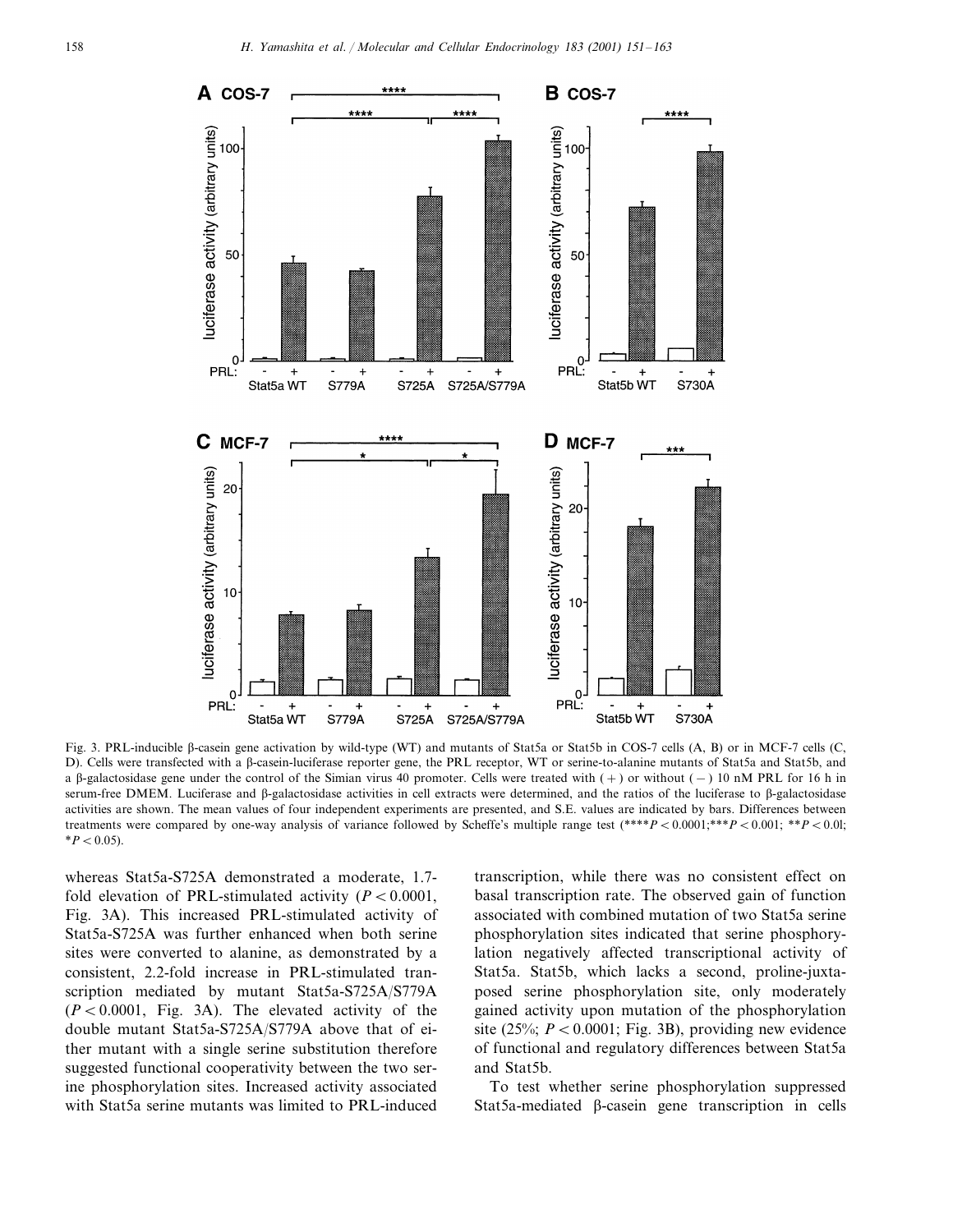Fig. 3. PRL-inducible β-casein gene activation by wild-type (WT) and mutants of Stat5a or Stat5b in COS-7 cells (A, B) or in MCF-7 cells (C, D). Cells were transfected with a β-casein-luciferase reporter gene, the PRL receptor, WT or serine-to-alanine mutants of Stat5a and Stat5b, and a β-galactosidase gene under the control of the Simian virus 40 promoter. Cells were treated with (+) or without (−) 10 nM PRL for 16 h in serum-free DMEM. Luciferase and β-galactosidase activities in cell extracts were determined, and the ratios of the luciferase to β-galactosidase activities are shown. The mean values of four independent experiments are presented, and S.E. values are indicated by bars. Differences between treatments were compared by one-way analysis of variance followed by Scheffe's multiple range test (**** $P < 0.0001$; *** $P < 0.001$; ** $P < 0.01$; * $P < 0.05$).

whereas Stat5a-S725A demonstrated a moderate, 1.7-fold elevation of PRL-stimulated activity ($P < 0.0001$, Fig. 3A). This increased PRL-stimulated activity of Stat5a-S725A was further enhanced when both serine sites were converted to alanine, as demonstrated by a consistent, 2.2-fold increase in PRL-stimulated transcription mediated by mutant Stat5a-S725A/S779A ($P < 0.0001$, Fig. 3A). The elevated activity of the double mutant Stat5a-S725A/S779A above that of either mutant with a single serine substitution therefore suggested functional cooperativity between the two serine phosphorylation sites. Increased activity associated with Stat5a serine mutants was limited to PRL-induced transcription, while there was no consistent effect on basal transcription rate. The observed gain of function associated with combined mutation of two Stat5a serine phosphorylation sites indicated that serine phosphorylation negatively affected transcriptional activity of Stat5a. Stat5b, which lacks a second, proline-juxtaposed serine phosphorylation site, only moderately gained activity upon mutation of the phosphorylation site (25%; $P < 0.0001$; Fig. 3B), providing new evidence of functional and regulatory differences between Stat5a and Stat5b.

To test whether serine phosphorylation suppressed Stat5a-mediated β-casein gene transcription in cells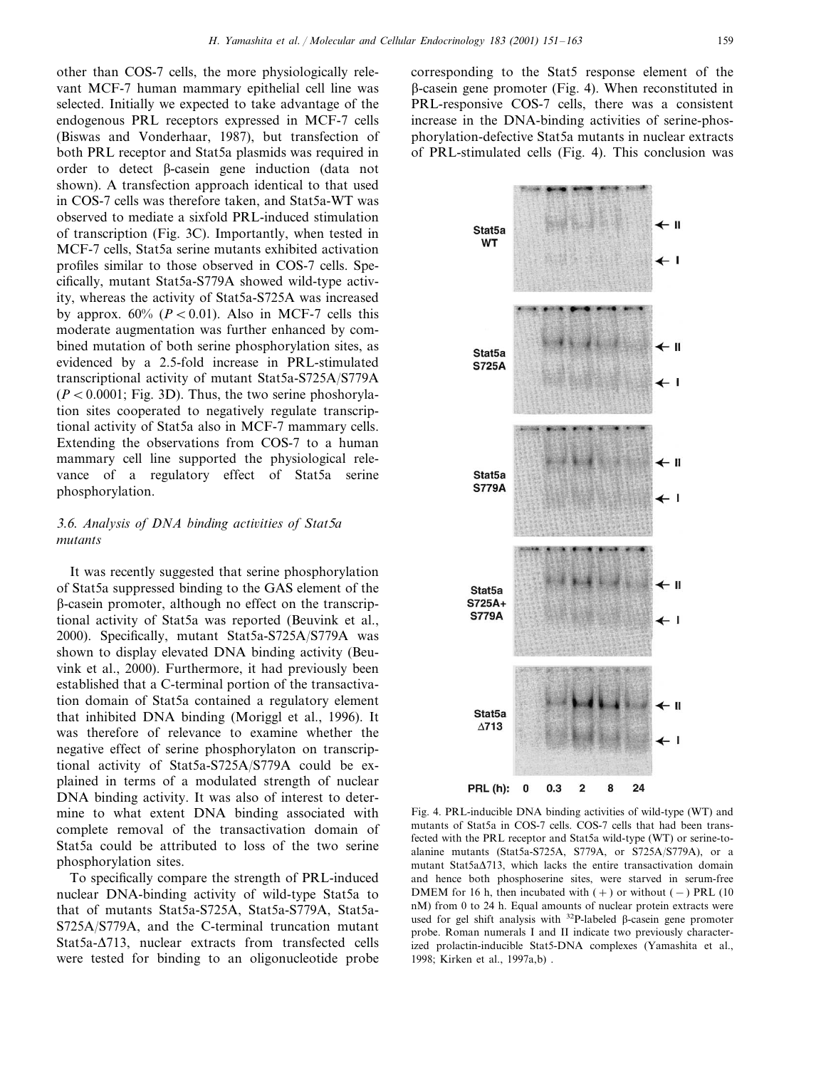other than COS-7 cells, the more physiologically relevant MCF-7 human mammary epithelial cell line was selected. Initially we expected to take advantage of the endogenous PRL receptors expressed in MCF-7 cells (Biswas and Vonderhaar, 1987), but transfection of both PRL receptor and Stat5a plasmids was required in order to detect β-casein gene induction (data not shown). A transfection approach identical to that used in COS-7 cells was therefore taken, and Stat5a-WT was observed to mediate a sixfold PRL-induced stimulation of transcription (Fig. 3C). Importantly, when tested in MCF-7 cells, Stat5a serine mutants exhibited activation profiles similar to those observed in COS-7 cells. Specifically, mutant Stat5a-S779A showed wild-type activity, whereas the activity of Stat5a-S725A was increased by approx. 60% ($P < 0.01$). Also in MCF-7 cells this moderate augmentation was further enhanced by combined mutation of both serine phosphorylation sites, as evidenced by a 2.5-fold increase in PRL-stimulated transcriptional activity of mutant Stat5a-S725A/S779A ($P < 0.0001$; Fig. 3D). Thus, the two serine phoshorylation sites cooperated to negatively regulate transcriptional activity of Stat5a also in MCF-7 mammary cells. Extending the observations from COS-7 to a human mammary cell line supported the physiological relevance of a regulatory effect of Stat5a serine phosphorylation.

### 3.6. Analysis of DNA binding activities of Stat5a mutants

It was recently suggested that serine phosphorylation of Stat5a suppressed binding to the GAS element of the β-casein promoter, although no effect on the transcriptional activity of Stat5a was reported (Beuvink et al., 2000). Specifically, mutant Stat5a-S725A/S779A was shown to display elevated DNA binding activity (Beuvink et al., 2000). Furthermore, it had previously been established that a C-terminal portion of the transactivation domain of Stat5a contained a regulatory element that inhibited DNA binding (Moriggl et al., 1996). It was therefore of relevance to examine whether the negative effect of serine phosphorylaton on transcriptional activity of Stat5a-S725A/S779A could be explained in terms of a modulated strength of nuclear DNA binding activity. It was also of interest to determine to what extent DNA binding associated with complete removal of the transactivation domain of Stat5a could be attributed to loss of the two serine phosphorylation sites.

To specifically compare the strength of PRL-induced nuclear DNA-binding activity of wild-type Stat5a to that of mutants Stat5a-S725A, Stat5a-S779A, Stat5a-S725A/S779A, and the C-terminal truncation mutant Stat5a-Δ713, nuclear extracts from transfected cells were tested for binding to an oligonucleotide probe corresponding to the Stat5 response element of the β-casein gene promoter (Fig. 4). When reconstituted in PRL-responsive COS-7 cells, there was a consistent increase in the DNA-binding activities of serine-phosphorylation-defective Stat5a mutants in nuclear extracts of PRL-stimulated cells (Fig. 4). This conclusion was

Fig. 4. PRL-inducible DNA binding activities of wild-type (WT) and mutants of Stat5a in COS-7 cells. COS-7 cells that had been transfected with the PRL receptor and Stat5a wild-type (WT) or serine-to-alanine mutants (Stat5a-S725A, S779A, or S725A/S779A), or a mutant Stat5aΔ713, which lacks the entire transactivation domain and hence both phosphoserine sites, were starved in serum-free DMEM for 16 h, then incubated with (+) or without (−) PRL (10 nM) from 0 to 24 h. Equal amounts of nuclear protein extracts were used for gel shift analysis with $^{32}$P-labeled β-casein gene promoter probe. Roman numerals I and II indicate two previously characterized prolactin-inducible Stat5-DNA complexes (Yamashita et al., 1998; Kirken et al., 1997a,b) .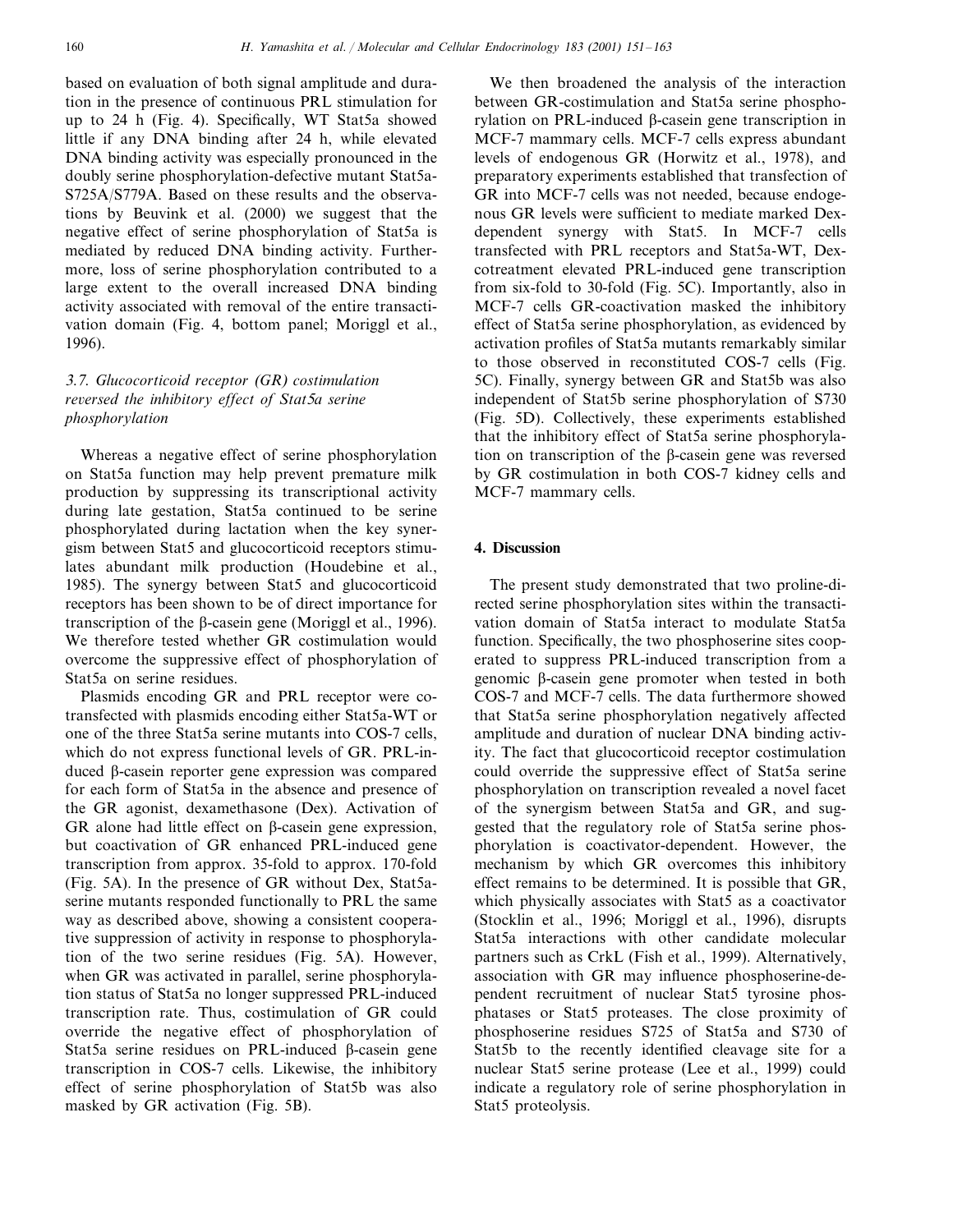based on evaluation of both signal amplitude and duration in the presence of continuous PRL stimulation for up to 24 h (Fig. 4). Specifically, WT Stat5a showed little if any DNA binding after 24 h, while elevated DNA binding activity was especially pronounced in the doubly serine phosphorylation-defective mutant Stat5a-S725A/S779A. Based on these results and the observations by Beuvink et al. (2000) we suggest that the negative effect of serine phosphorylation of Stat5a is mediated by reduced DNA binding activity. Furthermore, loss of serine phosphorylation contributed to a large extent to the overall increased DNA binding activity associated with removal of the entire transactivation domain (Fig. 4, bottom panel; Moriggl et al., 1996).

### 3.7. Glucocorticoid receptor (GR) costimulation reversed the inhibitory effect of Stat5a serine phosphorylation

Whereas a negative effect of serine phosphorylation on Stat5a function may help prevent premature milk production by suppressing its transcriptional activity during late gestation, Stat5a continued to be serine phosphorylated during lactation when the key synergism between Stat5 and glucocorticoid receptors stimulates abundant milk production (Houdebine et al., 1985). The synergy between Stat5 and glucocorticoid receptors has been shown to be of direct importance for transcription of the β-casein gene (Moriggl et al., 1996). We therefore tested whether GR costimulation would overcome the suppressive effect of phosphorylation of Stat5a on serine residues.

Plasmids encoding GR and PRL receptor were cotransfected with plasmids encoding either Stat5a-WT or one of the three Stat5a serine mutants into COS-7 cells, which do not express functional levels of GR. PRL-induced β-casein reporter gene expression was compared for each form of Stat5a in the absence and presence of the GR agonist, dexamethasone (Dex). Activation of GR alone had little effect on β-casein gene expression, but coactivation of GR enhanced PRL-induced gene transcription from approx. 35-fold to approx. 170-fold (Fig. 5A). In the presence of GR without Dex, Stat5a-serine mutants responded functionally to PRL the same way as described above, showing a consistent cooperative suppression of activity in response to phosphorylation of the two serine residues (Fig. 5A). However, when GR was activated in parallel, serine phosphorylation status of Stat5a no longer suppressed PRL-induced transcription rate. Thus, costimulation of GR could override the negative effect of phosphorylation of Stat5a serine residues on PRL-induced β-casein gene transcription in COS-7 cells. Likewise, the inhibitory effect of serine phosphorylation of Stat5b was also masked by GR activation (Fig. 5B).

We then broadened the analysis of the interaction between GR-costimulation and Stat5a serine phosphorylation on PRL-induced β-casein gene transcription in MCF-7 mammary cells. MCF-7 cells express abundant levels of endogenous GR (Horwitz et al., 1978), and preparatory experiments established that transfection of GR into MCF-7 cells was not needed, because endogenous GR levels were sufficient to mediate marked Dex-dependent synergy with Stat5. In MCF-7 cells transfected with PRL receptors and Stat5a-WT, Dex-cotreatment elevated PRL-induced gene transcription from six-fold to 30-fold (Fig. 5C). Importantly, also in MCF-7 cells GR-coactivation masked the inhibitory effect of Stat5a serine phosphorylation, as evidenced by activation profiles of Stat5a mutants remarkably similar to those observed in reconstituted COS-7 cells (Fig. 5C). Finally, synergy between GR and Stat5b was also independent of Stat5b serine phosphorylation of S730 (Fig. 5D). Collectively, these experiments established that the inhibitory effect of Stat5a serine phosphorylation on transcription of the β-casein gene was reversed by GR costimulation in both COS-7 kidney cells and MCF-7 mammary cells.

## 4. Discussion

The present study demonstrated that two proline-directed serine phosphorylation sites within the transactivation domain of Stat5a interact to modulate Stat5a function. Specifically, the two phosphoserine sites cooperated to suppress PRL-induced transcription from a genomic β-casein gene promoter when tested in both COS-7 and MCF-7 cells. The data furthermore showed that Stat5a serine phosphorylation negatively affected amplitude and duration of nuclear DNA binding activity. The fact that glucocorticoid receptor costimulation could override the suppressive effect of Stat5a serine phosphorylation on transcription revealed a novel facet of the synergism between Stat5a and GR, and suggested that the regulatory role of Stat5a serine phosphorylation is coactivator-dependent. However, the mechanism by which GR overcomes this inhibitory effect remains to be determined. It is possible that GR, which physically associates with Stat5 as a coactivator (Stocklin et al., 1996; Moriggl et al., 1996), disrupts Stat5a interactions with other candidate molecular partners such as CrkL (Fish et al., 1999). Alternatively, association with GR may influence phosphoserine-dependent recruitment of nuclear Stat5 tyrosine phosphatases or Stat5 proteases. The close proximity of phosphoserine residues S725 of Stat5a and S730 of Stat5b to the recently identified cleavage site for a nuclear Stat5 serine protease (Lee et al., 1999) could indicate a regulatory role of serine phosphorylation in Stat5 proteolysis.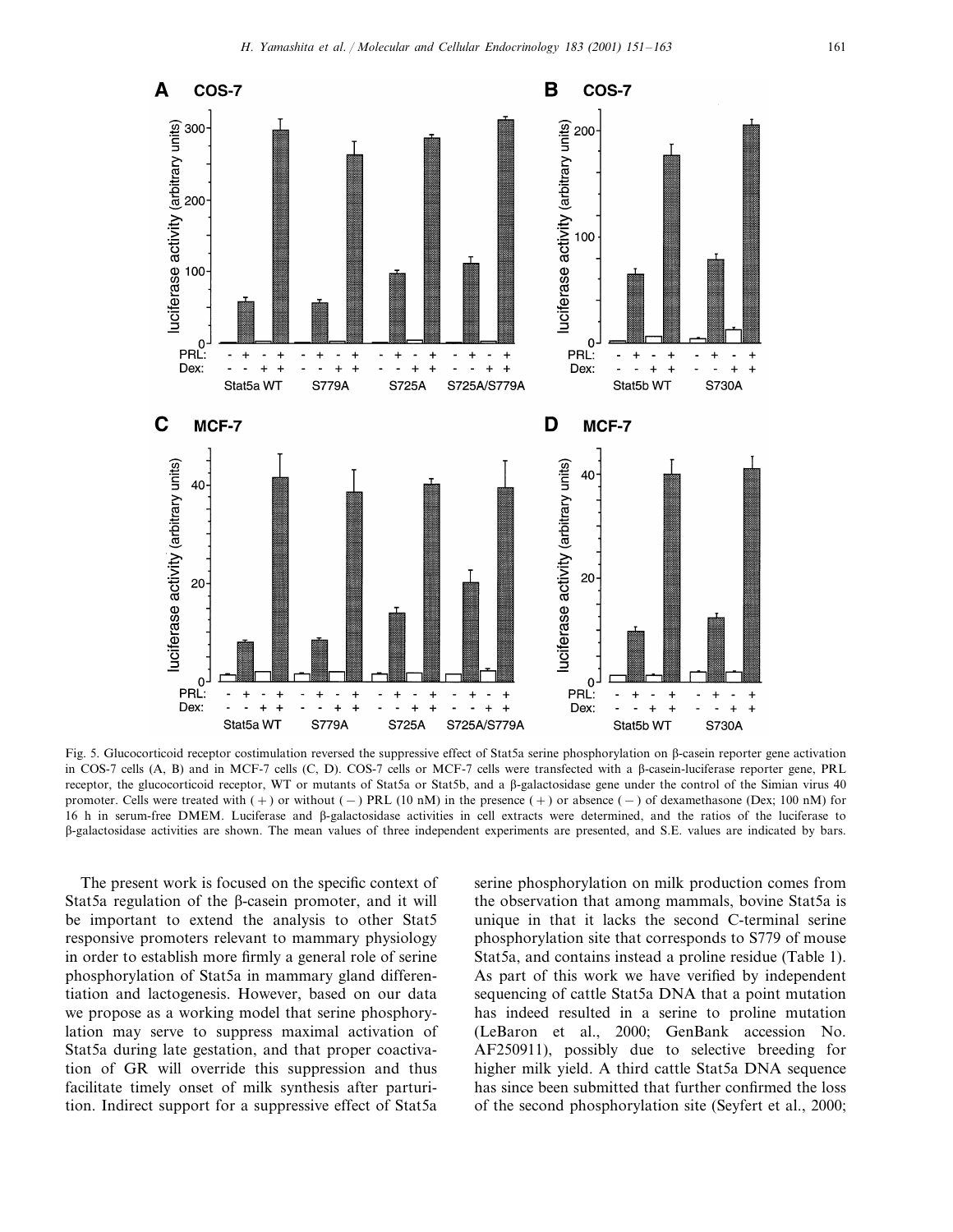Fig. 5. Glucocorticoid receptor costimulation reversed the suppressive effect of Stat5a serine phosphorylation on β-casein reporter gene activation in COS-7 cells (A, B) and in MCF-7 cells (C, D). COS-7 cells or MCF-7 cells were transfected with a β-casein-luciferase reporter gene, PRL receptor, the glucocorticoid receptor, WT or mutants of Stat5a or Stat5b, and a β-galactosidase gene under the control of the Simian virus 40 promoter. Cells were treated with (+) or without (−) PRL (10 nM) in the presence (+) or absence (−) of dexamethasone (Dex; 100 nM) for 16 h in serum-free DMEM. Luciferase and β-galactosidase activities in cell extracts were determined, and the ratios of the luciferase to β-galactosidase activities are shown. The mean values of three independent experiments are presented, and S.E. values are indicated by bars.

The present work is focused on the specific context of Stat5a regulation of the β-casein promoter, and it will be important to extend the analysis to other Stat5 responsive promoters relevant to mammary physiology in order to establish more firmly a general role of serine phosphorylation of Stat5a in mammary gland differentiation and lactogenesis. However, based on our data we propose as a working model that serine phosphorylation may serve to suppress maximal activation of Stat5a during late gestation, and that proper coactivation of GR will override this suppression and thus facilitate timely onset of milk synthesis after parturition. Indirect support for a suppressive effect of Stat5a serine phosphorylation on milk production comes from the observation that among mammals, bovine Stat5a is unique in that it lacks the second C-terminal serine phosphorylation site that corresponds to S779 of mouse Stat5a, and contains instead a proline residue (Table 1). As part of this work we have verified by independent sequencing of cattle Stat5a DNA that a point mutation has indeed resulted in a serine to proline mutation (LeBaron et al., 2000; GenBank accession No. AF250911), possibly due to selective breeding for higher milk yield. A third cattle Stat5a DNA sequence has since been submitted that further confirmed the loss of the second phosphorylation site (Seyfert et al., 2000;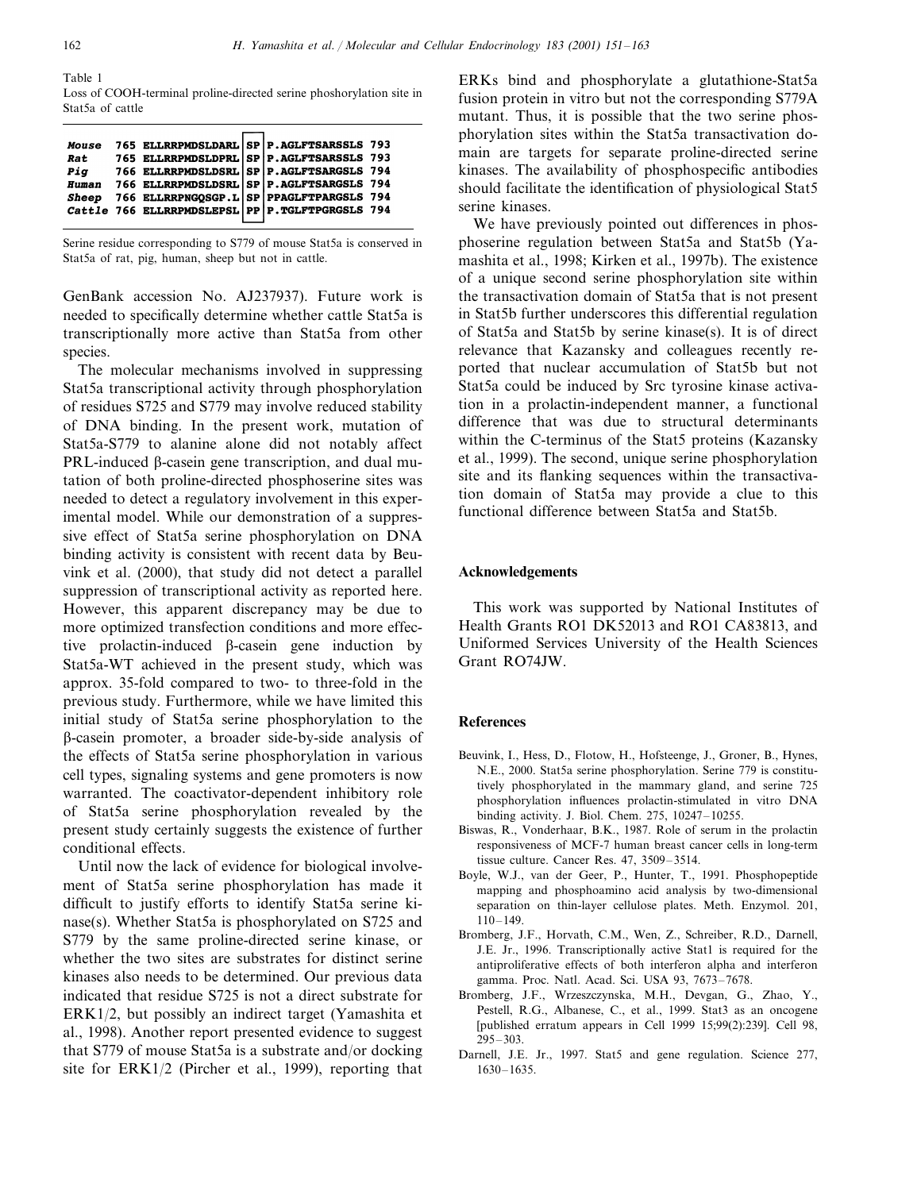Table 1
Loss of COOH-terminal proline-directed serine phosphorylation site in Stat5a of cattle

| Species | Start | Sequence | Site | Sequence | End |
|---|---|---|---|---|---|
| *Mouse* | 765 | ELLRRPMDSLDARL | SP | P.AGLFTSARSSLS | 793 |
| *Rat* | 765 | ELLRRPMDSLDPRL | SP | P.AGLFTSARSSLS | 793 |
| *Pig* | 766 | ELLRRPMDSLDSRL | SP | P.AGLFTSARGSLS | 794 |
| *Human* | 766 | ELLRRPMDSLDSRL | SP | P.AGLFTSARGSLS | 794 |
| *Sheep* | 766 | ELLRRPNGQSGP.L | SP | PPAGLFTPARGSLS | 794 |
| *Cattle* | 766 | ELLRRPMDSLEPSL | PP | P.TGLFTPGRGSLS | 794 |

Serine residue corresponding to S779 of mouse Stat5a is conserved in Stat5a of rat, pig, human, sheep but not in cattle.

GenBank accession No. AJ237937). Future work is needed to specifically determine whether cattle Stat5a is transcriptionally more active than Stat5a from other species.

The molecular mechanisms involved in suppressing Stat5a transcriptional activity through phosphorylation of residues S725 and S779 may involve reduced stability of DNA binding. In the present work, mutation of Stat5a-S779 to alanine alone did not notably affect PRL-induced β-casein gene transcription, and dual mutation of both proline-directed phosphoserine sites was needed to detect a regulatory involvement in this experimental model. While our demonstration of a suppressive effect of Stat5a serine phosphorylation on DNA binding activity is consistent with recent data by Beuvink et al. (2000), that study did not detect a parallel suppression of transcriptional activity as reported here. However, this apparent discrepancy may be due to more optimized transfection conditions and more effective prolactin-induced β-casein gene induction by Stat5a-WT achieved in the present study, which was approx. 35-fold compared to two- to three-fold in the previous study. Furthermore, while we have limited this initial study of Stat5a serine phosphorylation to the β-casein promoter, a broader side-by-side analysis of the effects of Stat5a serine phosphorylation in various cell types, signaling systems and gene promoters is now warranted. The coactivator-dependent inhibitory role of Stat5a serine phosphorylation revealed by the present study certainly suggests the existence of further conditional effects.

Until now the lack of evidence for biological involvement of Stat5a serine phosphorylation has made it difficult to justify efforts to identify Stat5a serine kinase(s). Whether Stat5a is phosphorylated on S725 and S779 by the same proline-directed serine kinase, or whether the two sites are substrates for distinct serine kinases also needs to be determined. Our previous data indicated that residue S725 is not a direct substrate for ERK1/2, but possibly an indirect target (Yamashita et al., 1998). Another report presented evidence to suggest that S779 of mouse Stat5a is a substrate and/or docking site for ERK1/2 (Pircher et al., 1999), reporting that ERKs bind and phosphorylate a glutathione-Stat5a fusion protein in vitro but not the corresponding S779A mutant. Thus, it is possible that the two serine phosphorylation sites within the Stat5a transactivation domain are targets for separate proline-directed serine kinases. The availability of phosphospecific antibodies should facilitate the identification of physiological Stat5 serine kinases.

We have previously pointed out differences in phosphoserine regulation between Stat5a and Stat5b (Yamashita et al., 1998; Kirken et al., 1997b). The existence of a unique second serine phosphorylation site within the transactivation domain of Stat5a that is not present in Stat5b further underscores this differential regulation of Stat5a and Stat5b by serine kinase(s). It is of direct relevance that Kazansky and colleagues recently reported that nuclear accumulation of Stat5b but not Stat5a could be induced by Src tyrosine kinase activation in a prolactin-independent manner, a functional difference that was due to structural determinants within the C-terminus of the Stat5 proteins (Kazansky et al., 1999). The second, unique serine phosphorylation site and its flanking sequences within the transactivation domain of Stat5a may provide a clue to this functional difference between Stat5a and Stat5b.

## Acknowledgements

This work was supported by National Institutes of Health Grants RO1 DK52013 and RO1 CA83813, and Uniformed Services University of the Health Sciences Grant RO74JW.

## References

- Beuvink, I., Hess, D., Flotow, H., Hofsteenge, J., Groner, B., Hynes, N.E., 2000. Stat5a serine phosphorylation. Serine 779 is constitutively phosphorylated in the mammary gland, and serine 725 phosphorylation influences prolactin-stimulated in vitro DNA binding activity. J. Biol. Chem. 275, 10247–10255.
- Biswas, R., Vonderhaar, B.K., 1987. Role of serum in the prolactin responsiveness of MCF-7 human breast cancer cells in long-term tissue culture. Cancer Res. 47, 3509–3514.
- Boyle, W.J., van der Geer, P., Hunter, T., 1991. Phosphopeptide mapping and phosphoamino acid analysis by two-dimensional separation on thin-layer cellulose plates. Meth. Enzymol. 201, 110–149.
- Bromberg, J.F., Horvath, C.M., Wen, Z., Schreiber, R.D., Darnell, J.E. Jr., 1996. Transcriptionally active Stat1 is required for the antiproliferative effects of both interferon alpha and interferon gamma. Proc. Natl. Acad. Sci. USA 93, 7673–7678.
- Bromberg, J.F., Wrzeszczynska, M.H., Devgan, G., Zhao, Y., Pestell, R.G., Albanese, C., et al., 1999. Stat3 as an oncogene [published erratum appears in Cell 1999 15;99(2):239]. Cell 98, 295–303.
- Darnell, J.E. Jr., 1997. Stat5 and gene regulation. Science 277, 1630–1635.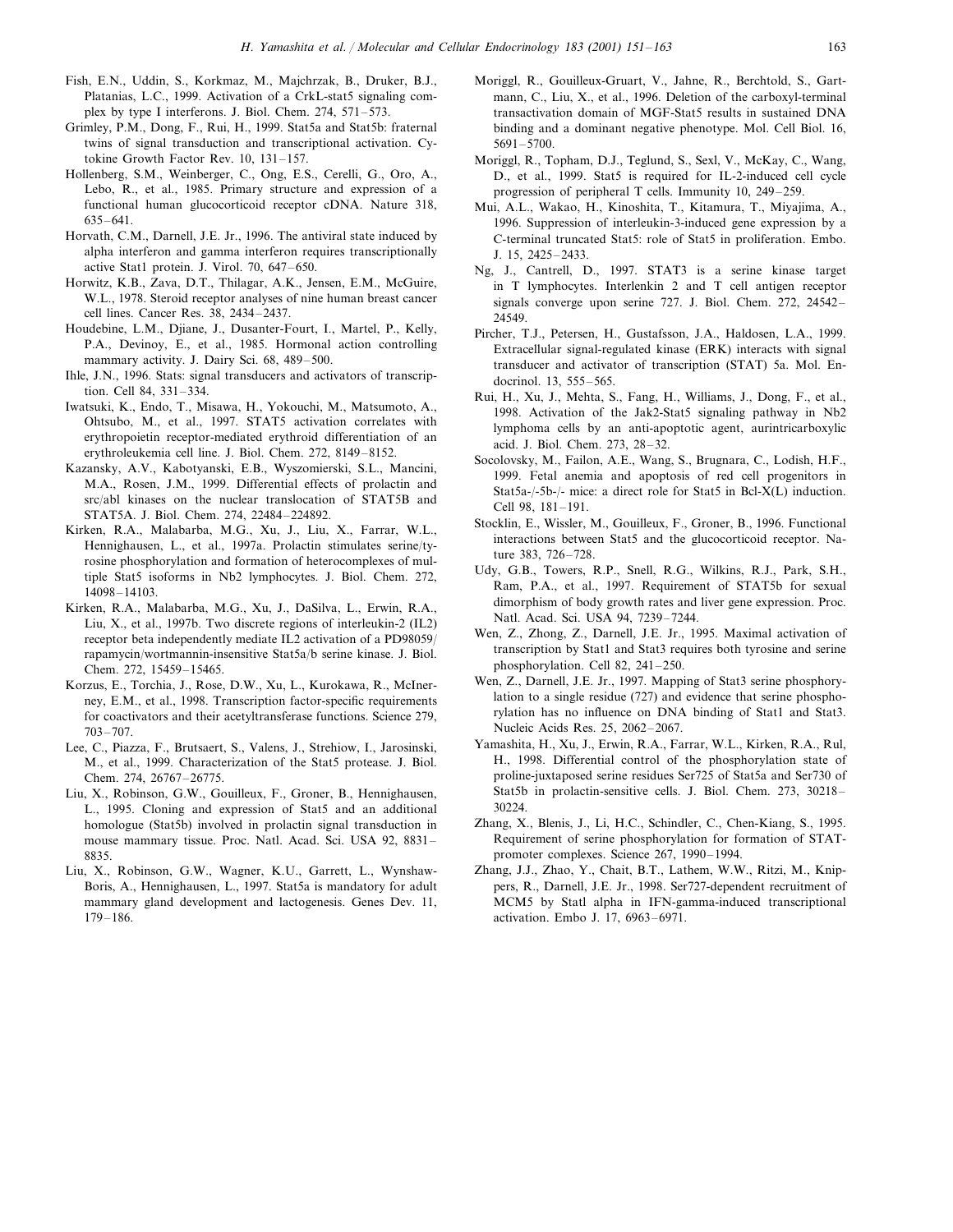Fish, E.N., Uddin, S., Korkmaz, M., Majchrzak, B., Druker, B.J., Platanias, L.C., 1999. Activation of a CrkL-stat5 signaling complex by type I interferons. J. Biol. Chem. 274, 571–573.

Grimley, P.M., Dong, F., Rui, H., 1999. Stat5a and Stat5b: fraternal twins of signal transduction and transcriptional activation. Cytokine Growth Factor Rev. 10, 131–157.

Hollenberg, S.M., Weinberger, C., Ong, E.S., Cerelli, G., Oro, A., Lebo, R., et al., 1985. Primary structure and expression of a functional human glucocorticoid receptor cDNA. Nature 318, 635–641.

Horvath, C.M., Darnell, J.E. Jr., 1996. The antiviral state induced by alpha interferon and gamma interferon requires transcriptionally active Stat1 protein. J. Virol. 70, 647–650.

Horwitz, K.B., Zava, D.T., Thilagar, A.K., Jensen, E.M., McGuire, W.L., 1978. Steroid receptor analyses of nine human breast cancer cell lines. Cancer Res. 38, 2434–2437.

Houdebine, L.M., Djiane, J., Dusanter-Fourt, I., Martel, P., Kelly, P.A., Devinoy, E., et al., 1985. Hormonal action controlling mammary activity. J. Dairy Sci. 68, 489–500.

Ihle, J.N., 1996. Stats: signal transducers and activators of transcription. Cell 84, 331–334.

Iwatsuki, K., Endo, T., Misawa, H., Yokouchi, M., Matsumoto, A., Ohtsubo, M., et al., 1997. STAT5 activation correlates with erythropoietin receptor-mediated erythroid differentiation of an erythroleukemia cell line. J. Biol. Chem. 272, 8149–8152.

Kazansky, A.V., Kabotyanski, E.B., Wyszomierski, S.L., Mancini, M.A., Rosen, J.M., 1999. Differential effects of prolactin and src/abl kinases on the nuclear translocation of STAT5B and STAT5A. J. Biol. Chem. 274, 22484–224892.

Kirken, R.A., Malabarba, M.G., Xu, J., Liu, X., Farrar, W.L., Hennighausen, L., et al., 1997a. Prolactin stimulates serine/tyrosine phosphorylation and formation of heterocomplexes of multiple Stat5 isoforms in Nb2 lymphocytes. J. Biol. Chem. 272, 14098–14103.

Kirken, R.A., Malabarba, M.G., Xu, J., DaSilva, L., Erwin, R.A., Liu, X., et al., 1997b. Two discrete regions of interleukin-2 (IL2) receptor beta independently mediate IL2 activation of a PD98059/rapamycin/wortmannin-insensitive Stat5a/b serine kinase. J. Biol. Chem. 272, 15459–15465.

Korzus, E., Torchia, J., Rose, D.W., Xu, L., Kurokawa, R., McInerney, E.M., et al., 1998. Transcription factor-specific requirements for coactivators and their acetyltransferase functions. Science 279, 703–707.

Lee, C., Piazza, F., Brutsaert, S., Valens, J., Strehlow, I., Jarosinski, M., et al., 1999. Characterization of the Stat5 protease. J. Biol. Chem. 274, 26767–26775.

Liu, X., Robinson, G.W., Gouilleux, F., Groner, B., Hennighausen, L., 1995. Cloning and expression of Stat5 and an additional homologue (Stat5b) involved in prolactin signal transduction in mouse mammary tissue. Proc. Natl. Acad. Sci. USA 92, 8831–8835.

Liu, X., Robinson, G.W., Wagner, K.U., Garrett, L., Wynshaw-Boris, A., Hennighausen, L., 1997. Stat5a is mandatory for adult mammary gland development and lactogenesis. Genes Dev. 11, 179–186.

Moriggl, R., Gouilleux-Gruart, V., Jahne, R., Berchtold, S., Gartmann, C., Liu, X., et al., 1996. Deletion of the carboxyl-terminal transactivation domain of MGF-Stat5 results in sustained DNA binding and a dominant negative phenotype. Mol. Cell Biol. 16, 5691–5700.

Moriggl, R., Topham, D.J., Teglund, S., Sexl, V., McKay, C., Wang, D., et al., 1999. Stat5 is required for IL-2-induced cell cycle progression of peripheral T cells. Immunity 10, 249–259.

Mui, A.L., Wakao, H., Kinoshita, T., Kitamura, T., Miyajima, A., 1996. Suppression of interleukin-3-induced gene expression by a C-terminal truncated Stat5: role of Stat5 in proliferation. Embo. J. 15, 2425–2433.

Ng, J., Cantrell, D., 1997. STAT3 is a serine kinase target in T lymphocytes. Interlenkin 2 and T cell antigen receptor signals converge upon serine 727. J. Biol. Chem. 272, 24542–24549.

Pircher, T.J., Petersen, H., Gustafsson, J.A., Haldosen, L.A., 1999. Extracellular signal-regulated kinase (ERK) interacts with signal transducer and activator of transcription (STAT) 5a. Mol. Endocrinol. 13, 555–565.

Rui, H., Xu, J., Mehta, S., Fang, H., Williams, J., Dong, F., et al., 1998. Activation of the Jak2-Stat5 signaling pathway in Nb2 lymphoma cells by an anti-apoptotic agent, aurintricarboxylic acid. J. Biol. Chem. 273, 28–32.

Socolovsky, M., Failon, A.E., Wang, S., Brugnara, C., Lodish, H.F., 1999. Fetal anemia and apoptosis of red cell progenitors in Stat5a-/-5b-/- mice: a direct role for Stat5 in Bcl-X(L) induction. Cell 98, 181–191.

Stocklin, E., Wissler, M., Gouilleux, F., Groner, B., 1996. Functional interactions between Stat5 and the glucocorticoid receptor. Nature 383, 726–728.

Udy, G.B., Towers, R.P., Snell, R.G., Wilkins, R.J., Park, S.H., Ram, P.A., et al., 1997. Requirement of STAT5b for sexual dimorphism of body growth rates and liver gene expression. Proc. Natl. Acad. Sci. USA 94, 7239–7244.

Wen, Z., Zhong, Z., Darnell, J.E. Jr., 1995. Maximal activation of transcription by Stat1 and Stat3 requires both tyrosine and serine phosphorylation. Cell 82, 241–250.

Wen, Z., Darnell, J.E. Jr., 1997. Mapping of Stat3 serine phosphorylation to a single residue (727) and evidence that serine phosphorylation has no influence on DNA binding of Stat1 and Stat3. Nucleic Acids Res. 25, 2062–2067.

Yamashita, H., Xu, J., Erwin, R.A., Farrar, W.L., Kirken, R.A., Rul, H., 1998. Differential control of the phosphorylation state of proline-juxtaposed serine residues Ser725 of Stat5a and Ser730 of Stat5b in prolactin-sensitive cells. J. Biol. Chem. 273, 30218–30224.

Zhang, X., Blenis, J., Li, H.C., Schindler, C., Chen-Kiang, S., 1995. Requirement of serine phosphorylation for formation of STAT-promoter complexes. Science 267, 1990–1994.

Zhang, J.J., Zhao, Y., Chait, B.T., Lathem, W.W., Ritzi, M., Knippers, R., Darnell, J.E. Jr., 1998. Ser727-dependent recruitment of MCM5 by Statl alpha in IFN-gamma-induced transcriptional activation. Embo J. 17, 6963–6971.